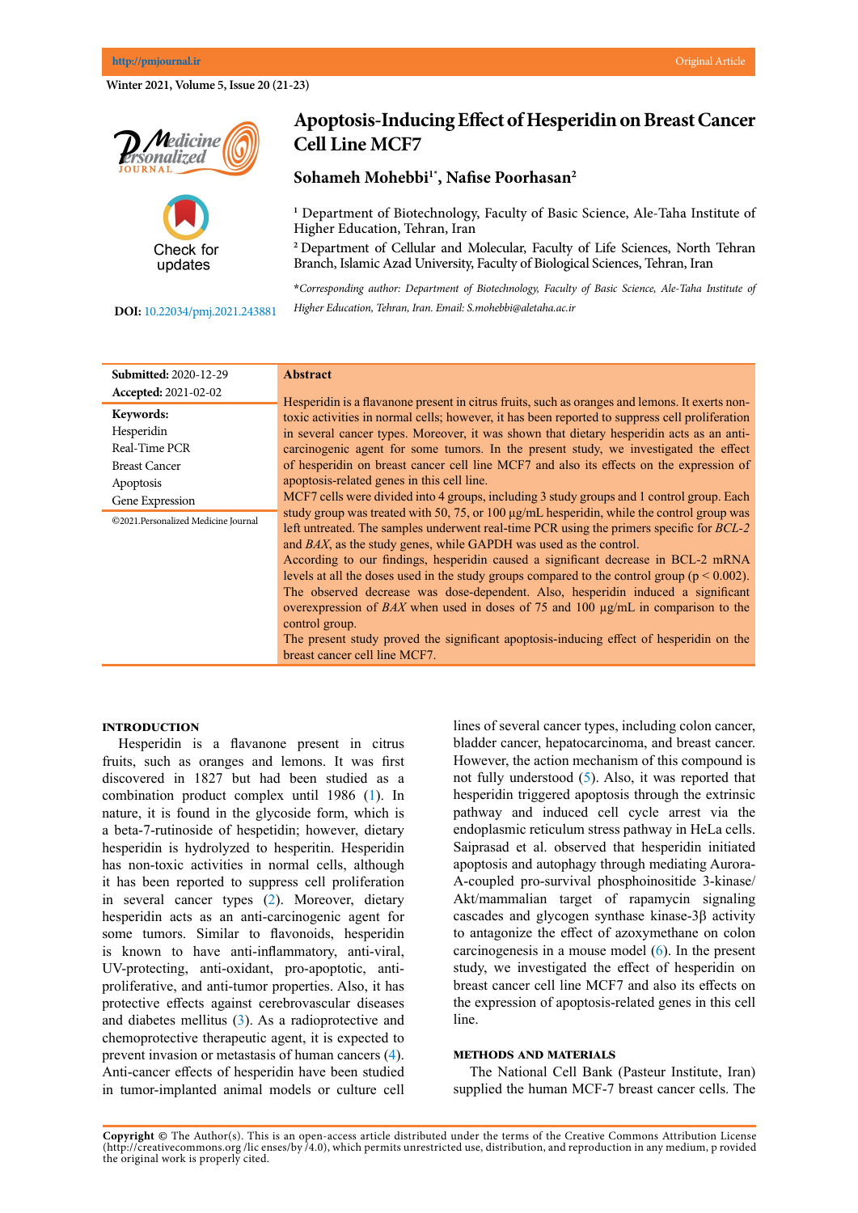# Apoptosis-Inducing Effect of Hesperidin on Breast Cancer Cell Line MCF7

**Sohameh Mohebbi[1*], Nafise Poorhasan[2]**

[1] Department of Biotechnology, Faculty of Basic Science, Ale-Taha Institute of Higher Education, Tehran, Iran

[2] Department of Cellular and Molecular, Faculty of Life Sciences, North Tehran Branch, Islamic Azad University, Faculty of Biological Sciences, Tehran, Iran

*\*Corresponding author: Department of Biotechnology, Faculty of Basic Science, Ale-Taha Institute of Higher Education, Tehran, Iran. Email: S.mohebbi@aletaha.ac.ir*

**DOI:** 10.22034/pmj.2021.243881

**Submitted:** 2020-12-29
**Accepted:** 2021-02-02

**Keywords:**
Hesperidin
Real-Time PCR
Breast Cancer
Apoptosis
Gene Expression

©2021.Personalized Medicine Journal

## Abstract

Hesperidin is a flavanone present in citrus fruits, such as oranges and lemons. It exerts non-toxic activities in normal cells; however, it has been reported to suppress cell proliferation in several cancer types. Moreover, it was shown that dietary hesperidin acts as an anti-carcinogenic agent for some tumors. In the present study, we investigated the effect of hesperidin on breast cancer cell line MCF7 and also its effects on the expression of apoptosis-related genes in this cell line.

MCF7 cells were divided into 4 groups, including 3 study groups and 1 control group. Each study group was treated with 50, 75, or 100 µg/mL hesperidin, while the control group was left untreated. The samples underwent real-time PCR using the primers specific for *BCL-2* and *BAX*, as the study genes, while GAPDH was used as the control.

According to our findings, hesperidin caused a significant decrease in BCL-2 mRNA levels at all the doses used in the study groups compared to the control group ($p < 0.002$). The observed decrease was dose-dependent. Also, hesperidin induced a significant overexpression of *BAX* when used in doses of 75 and 100 µg/mL in comparison to the control group.

The present study proved the significant apoptosis-inducing effect of hesperidin on the breast cancer cell line MCF7.

## INTRODUCTION

Hesperidin is a flavanone present in citrus fruits, such as oranges and lemons. It was first discovered in 1827 but had been studied as a combination product complex until 1986 (1). In nature, it is found in the glycoside form, which is a beta-7-rutinoside of hespetidin; however, dietary hesperidin is hydrolyzed to hesperitin. Hesperidin has non-toxic activities in normal cells, although it has been reported to suppress cell proliferation in several cancer types (2). Moreover, dietary hesperidin acts as an anti-carcinogenic agent for some tumors. Similar to flavonoids, hesperidin is known to have anti-inflammatory, anti-viral, UV-protecting, anti-oxidant, pro-apoptotic, anti-proliferative, and anti-tumor properties. Also, it has protective effects against cerebrovascular diseases and diabetes mellitus (3). As a radioprotective and chemoprotective therapeutic agent, it is expected to prevent invasion or metastasis of human cancers (4). Anti-cancer effects of hesperidin have been studied in tumor-implanted animal models or culture cell lines of several cancer types, including colon cancer, bladder cancer, hepatocarcinoma, and breast cancer. However, the action mechanism of this compound is not fully understood (5). Also, it was reported that hesperidin triggered apoptosis through the extrinsic pathway and induced cell cycle arrest via the endoplasmic reticulum stress pathway in HeLa cells. Saiprasad et al. observed that hesperidin initiated apoptosis and autophagy through mediating Aurora-A-coupled pro-survival phosphoinositide 3-kinase/ Akt/mammalian target of rapamycin signaling cascades and glycogen synthase kinase-3β activity to antagonize the effect of azoxymethane on colon carcinogenesis in a mouse model (6). In the present study, we investigated the effect of hesperidin on breast cancer cell line MCF7 and also its effects on the expression of apoptosis-related genes in this cell line.

## METHODS AND MATERIALS

The National Cell Bank (Pasteur Institute, Iran) supplied the human MCF-7 breast cancer cells. The

**Copyright ©** The Author(s). This is an open-access article distributed under the terms of the Creative Commons Attribution License (http://creativecommons.org /lic enses/by /4.0), which permits unrestricted use, distribution, and reproduction in any medium, p rovided the original work is properly cited.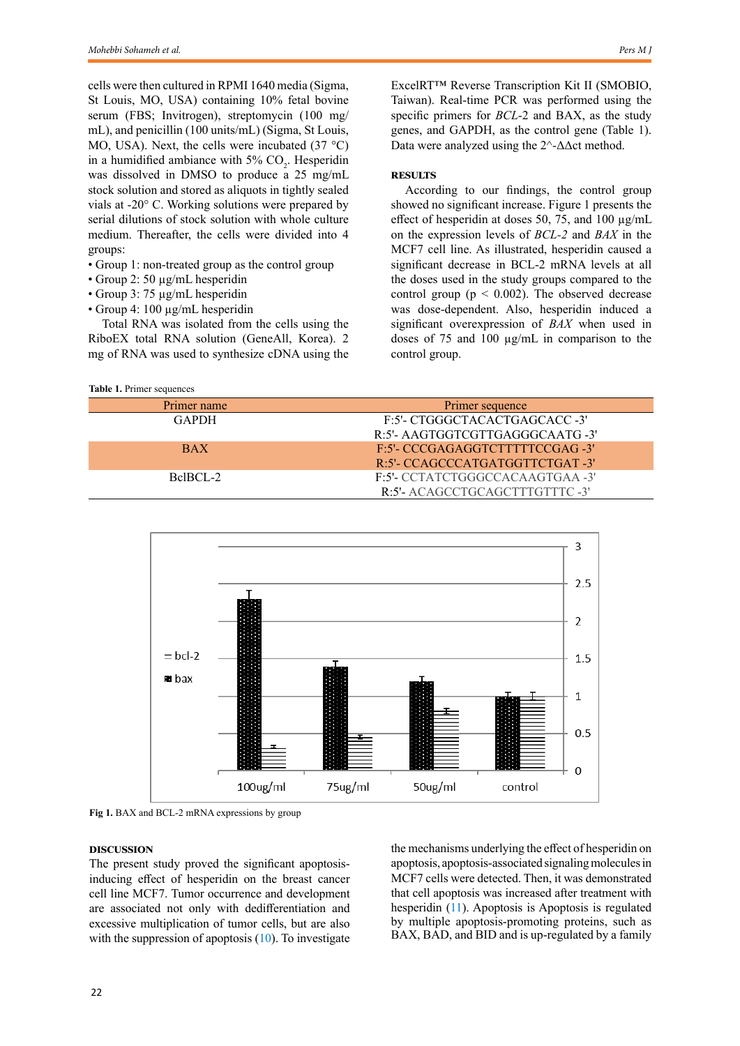cells were then cultured in RPMI 1640 media (Sigma, St Louis, MO, USA) containing 10% fetal bovine serum (FBS; Invitrogen), streptomycin (100 mg/mL), and penicillin (100 units/mL) (Sigma, St Louis, MO, USA). Next, the cells were incubated (37 °C) in a humidified ambiance with 5% $CO_2$. Hesperidin was dissolved in DMSO to produce a 25 mg/mL stock solution and stored as aliquots in tightly sealed vials at -20° C. Working solutions were prepared by serial dilutions of stock solution with whole culture medium. Thereafter, the cells were divided into 4 groups:

- Group 1: non-treated group as the control group
- Group 2: 50 µg/mL hesperidin
- Group 3: 75 µg/mL hesperidin
- Group 4: 100 µg/mL hesperidin

Total RNA was isolated from the cells using the RiboEX total RNA solution (GeneAll, Korea). 2 mg of RNA was used to synthesize cDNA using the ExcelRT™ Reverse Transcription Kit II (SMOBIO, Taiwan). Real-time PCR was performed using the specific primers for *BCL*-2 and BAX, as the study genes, and GAPDH, as the control gene (Table 1). Data were analyzed using the 2^-ΔΔct method.

## RESULTS

According to our findings, the control group showed no significant increase. Figure 1 presents the effect of hesperidin at doses 50, 75, and 100 µg/mL on the expression levels of *BCL-2* and *BAX* in the MCF7 cell line. As illustrated, hesperidin caused a significant decrease in BCL-2 mRNA levels at all the doses used in the study groups compared to the control group ($p < 0.002$). The observed decrease was dose-dependent. Also, hesperidin induced a significant overexpression of *BAX* when used in doses of 75 and 100 µg/mL in comparison to the control group.

**Table 1.** Primer sequences

| Primer name | Primer sequence |
|---|---|
| GAPDH | F:5'- CTGGGCTACACTGAGCACC -3' |
| | R:5'- AAGTGGTCGTTGAGGGCAATG -3' |
| BAX | F:5'- CCCGAGAGGTCTTTTTCCGAG -3' |
| | R:5'- CCAGCCCATGATGGTTCTGAT -3' |
| BclBCL-2 | F:5'- CCTATCTGGGCCACAAGTGAA -3' |
| | R:5'- ACAGCCTGCAGCTTTGTTTC -3' |

**Fig 1.** BAX and BCL-2 mRNA expressions by group

## DISCUSSION

The present study proved the significant apoptosis-inducing effect of hesperidin on the breast cancer cell line MCF7. Tumor occurrence and development are associated not only with dedifferentiation and excessive multiplication of tumor cells, but are also with the suppression of apoptosis (10). To investigate the mechanisms underlying the effect of hesperidin on apoptosis, apoptosis-associated signaling molecules in MCF7 cells were detected. Then, it was demonstrated that cell apoptosis was increased after treatment with hesperidin (11). Apoptosis is Apoptosis is regulated by multiple apoptosis-promoting proteins, such as BAX, BAD, and BID and is up-regulated by a family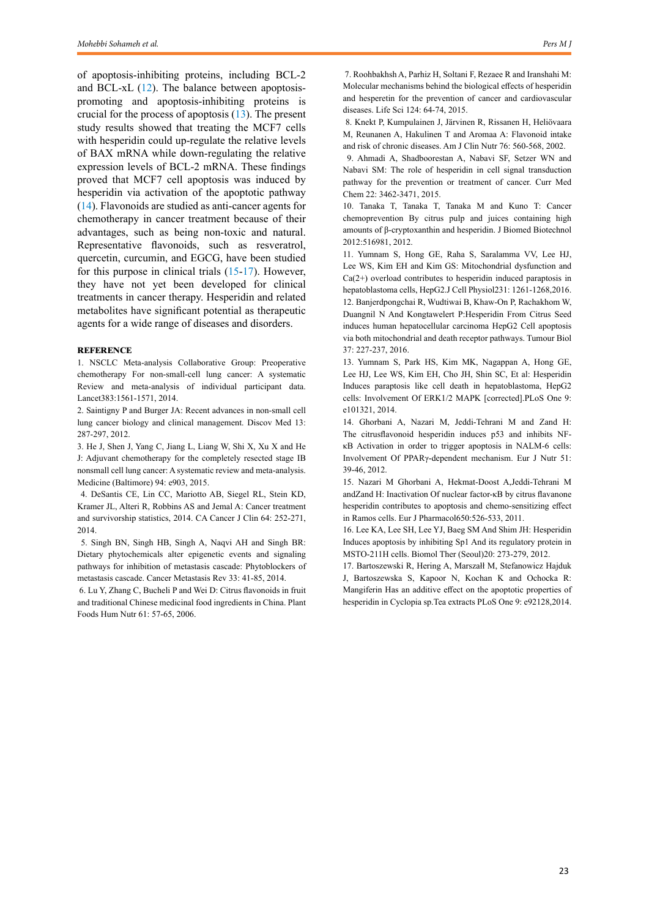of apoptosis-inhibiting proteins, including BCL-2 and BCL-xL (12). The balance between apoptosis-promoting and apoptosis-inhibiting proteins is crucial for the process of apoptosis (13). The present study results showed that treating the MCF7 cells with hesperidin could up-regulate the relative levels of BAX mRNA while down-regulating the relative expression levels of BCL-2 mRNA. These findings proved that MCF7 cell apoptosis was induced by hesperidin via activation of the apoptotic pathway (14). Flavonoids are studied as anti-cancer agents for chemotherapy in cancer treatment because of their advantages, such as being non-toxic and natural. Representative flavonoids, such as resveratrol, quercetin, curcumin, and EGCG, have been studied for this purpose in clinical trials (15-17). However, they have not yet been developed for clinical treatments in cancer therapy. Hesperidin and related metabolites have significant potential as therapeutic agents for a wide range of diseases and disorders.

## REFERENCE

1. NSCLC Meta-analysis Collaborative Group: Preoperative chemotherapy For non-small-cell lung cancer: A systematic Review and meta-analysis of individual participant data. Lancet383:1561-1571, 2014.

2. Saintigny P and Burger JA: Recent advances in non-small cell lung cancer biology and clinical management. Discov Med 13: 287-297, 2012.

3. He J, Shen J, Yang C, Jiang L, Liang W, Shi X, Xu X and He J: Adjuvant chemotherapy for the completely resected stage IB nonsmall cell lung cancer: A systematic review and meta-analysis. Medicine (Baltimore) 94: e903, 2015.

4. DeSantis CE, Lin CC, Mariotto AB, Siegel RL, Stein KD, Kramer JL, Alteri R, Robbins AS and Jemal A: Cancer treatment and survivorship statistics, 2014. CA Cancer J Clin 64: 252-271, 2014.

5. Singh BN, Singh HB, Singh A, Naqvi AH and Singh BR: Dietary phytochemicals alter epigenetic events and signaling pathways for inhibition of metastasis cascade: Phytoblockers of metastasis cascade. Cancer Metastasis Rev 33: 41-85, 2014.

6. Lu Y, Zhang C, Bucheli P and Wei D: Citrus flavonoids in fruit and traditional Chinese medicinal food ingredients in China. Plant Foods Hum Nutr 61: 57-65, 2006.

7. Roohbakhsh A, Parhiz H, Soltani F, Rezaee R and Iranshahi M: Molecular mechanisms behind the biological effects of hesperidin and hesperetin for the prevention of cancer and cardiovascular diseases. Life Sci 124: 64-74, 2015.

8. Knekt P, Kumpulainen J, Järvinen R, Rissanen H, Heliövaara M, Reunanen A, Hakulinen T and Aromaa A: Flavonoid intake and risk of chronic diseases. Am J Clin Nutr 76: 560-568, 2002.

9. Ahmadi A, Shadboorestan A, Nabavi SF, Setzer WN and Nabavi SM: The role of hesperidin in cell signal transduction pathway for the prevention or treatment of cancer. Curr Med Chem 22: 3462-3471, 2015.

10. Tanaka T, Tanaka T, Tanaka M and Kuno T: Cancer chemoprevention By citrus pulp and juices containing high amounts of β-cryptoxanthin and hesperidin. J Biomed Biotechnol 2012:516981, 2012.

11. Yumnam S, Hong GE, Raha S, Saralamma VV, Lee HJ, Lee WS, Kim EH and Kim GS: Mitochondrial dysfunction and Ca(2+) overload contributes to hesperidin induced paraptosis in hepatoblastoma cells, HepG2.J Cell Physiol231: 1261-1268,2016.

12. Banjerdpongchai R, Wudtiwai B, Khaw-On P, Rachakhom W, Duangnil N And Kongtawelert P:Hesperidin From Citrus Seed induces human hepatocellular carcinoma HepG2 Cell apoptosis via both mitochondrial and death receptor pathways. Tumour Biol 37: 227-237, 2016.

13. Yumnam S, Park HS, Kim MK, Nagappan A, Hong GE, Lee HJ, Lee WS, Kim EH, Cho JH, Shin SC, Et al: Hesperidin Induces paraptosis like cell death in hepatoblastoma, HepG2 cells: Involvement Of ERK1/2 MAPK [corrected].PLoS One 9: e101321, 2014.

14. Ghorbani A, Nazari M, Jeddi-Tehrani M and Zand H: The citrusflavonoid hesperidin induces p53 and inhibits NF-κB Activation in order to trigger apoptosis in NALM-6 cells: Involvement Of PPARγ-dependent mechanism. Eur J Nutr 51: 39-46, 2012.

15. Nazari M Ghorbani A, Hekmat-Doost A,Jeddi-Tehrani M andZand H: Inactivation Of nuclear factor-κB by citrus flavanone hesperidin contributes to apoptosis and chemo-sensitizing effect in Ramos cells. Eur J Pharmacol650:526-533, 2011.

16. Lee KA, Lee SH, Lee YJ, Baeg SM And Shim JH: Hesperidin Induces apoptosis by inhibiting Sp1 And its regulatory protein in MSTO-211H cells. Biomol Ther (Seoul)20: 273-279, 2012.

17. Bartoszewski R, Hering A, Marszałł M, Stefanowicz Hajduk J, Bartoszewska S, Kapoor N, Kochan K and Ochocka R: Mangiferin Has an additive effect on the apoptotic properties of hesperidin in Cyclopia sp.Tea extracts PLoS One 9: e92128,2014.